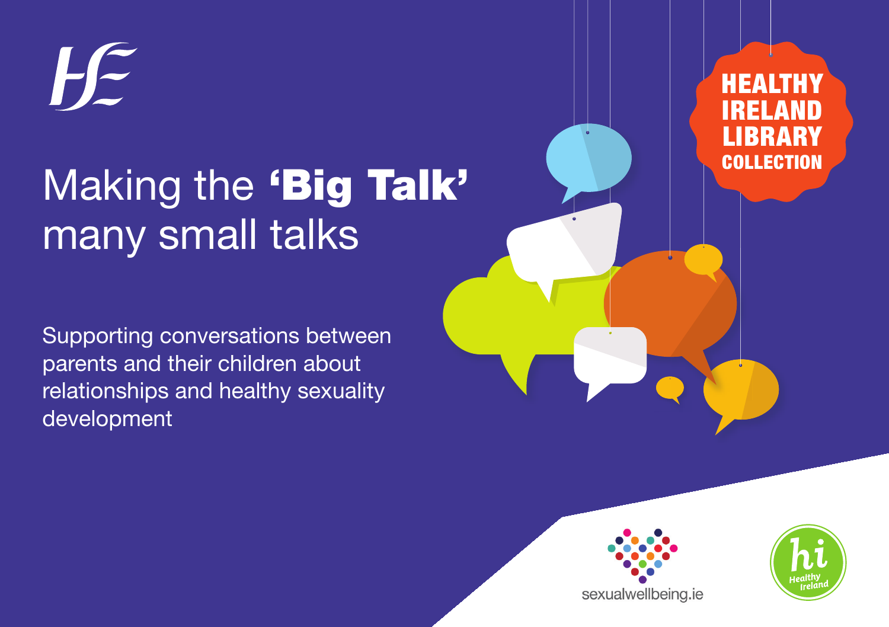# Making the **'Big Talk'** many small talks

Supporting conversations between parents and their children about relationships and healthy sexuality development

HEALTHY IRELAND LIBRARY COLLECTION

sexualwellbeing.ie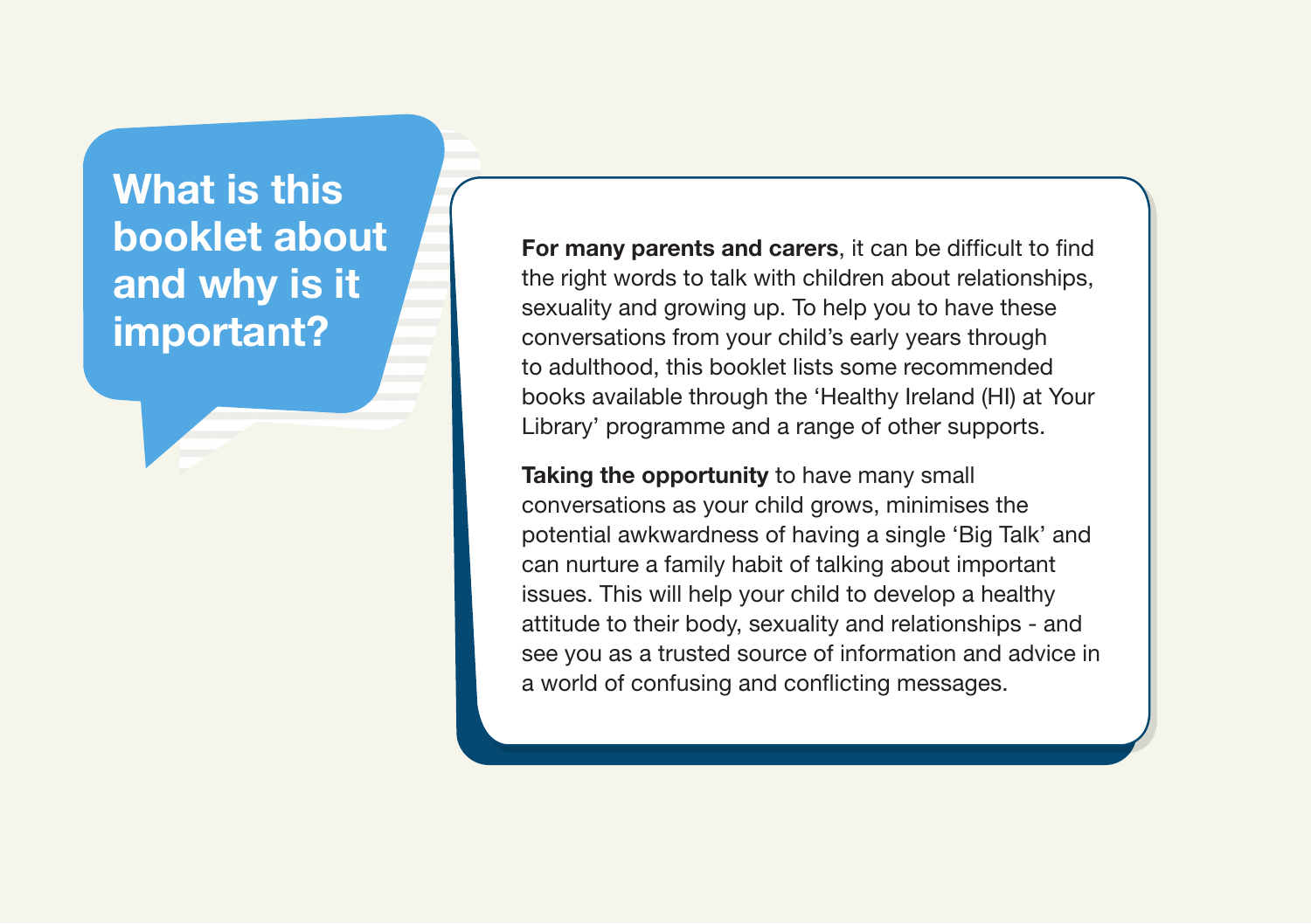# What is this booklet about and why is it important?

**For many parents and carers**, it can be difficult to find the right words to talk with children about relationships, sexuality and growing up. To help you to have these conversations from your child's early years through to adulthood, this booklet lists some recommended books available through the 'Healthy Ireland (HI) at Your Library' programme and a range of other supports.

**Taking the opportunity** to have many small conversations as your child grows, minimises the potential awkwardness of having a single 'Big Talk' and can nurture a family habit of talking about important issues. This will help your child to develop a healthy attitude to their body, sexuality and relationships - and see you as a trusted source of information and advice in a world of confusing and conflicting messages.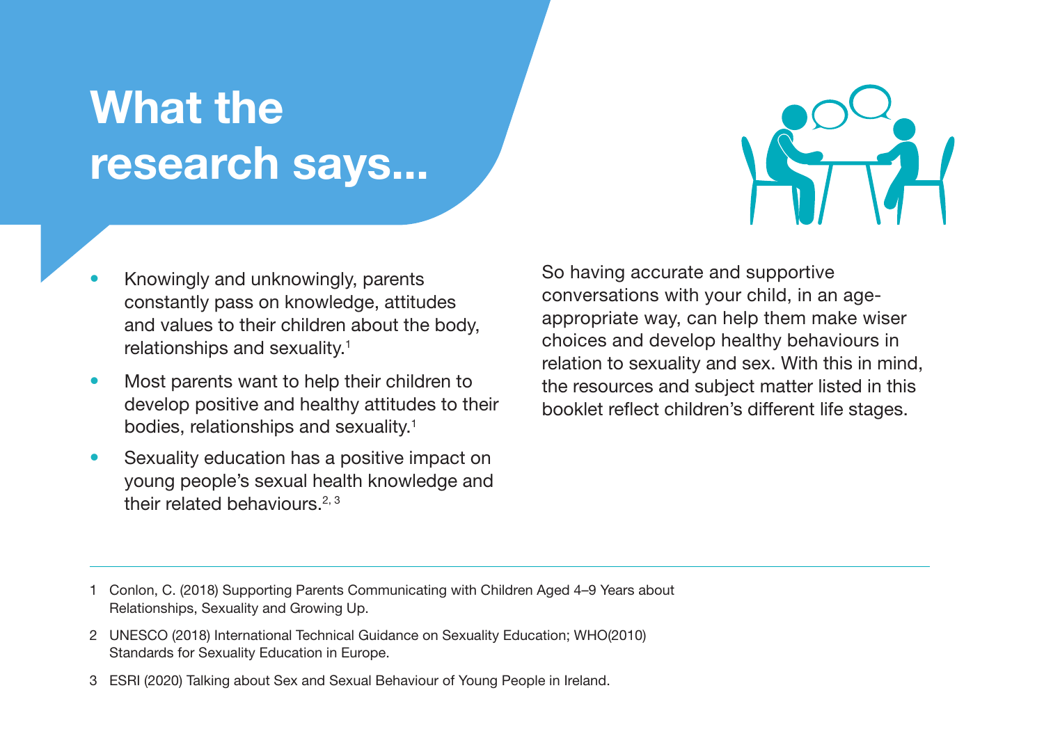# What the research says...

- Knowingly and unknowingly, parents constantly pass on knowledge, attitudes and values to their children about the body, relationships and sexuality.[1]
- Most parents want to help their children to develop positive and healthy attitudes to their bodies, relationships and sexuality.[1]
- Sexuality education has a positive impact on young people's sexual health knowledge and their related behaviours.[2, 3]

So having accurate and supportive conversations with your child, in an age-appropriate way, can help them make wiser choices and develop healthy behaviours in relation to sexuality and sex. With this in mind, the resources and subject matter listed in this booklet reflect children's different life stages.

---

1 Conlon, C. (2018) Supporting Parents Communicating with Children Aged 4–9 Years about Relationships, Sexuality and Growing Up.

2 UNESCO (2018) International Technical Guidance on Sexuality Education; WHO(2010) Standards for Sexuality Education in Europe.

3 ESRI (2020) Talking about Sex and Sexual Behaviour of Young People in Ireland.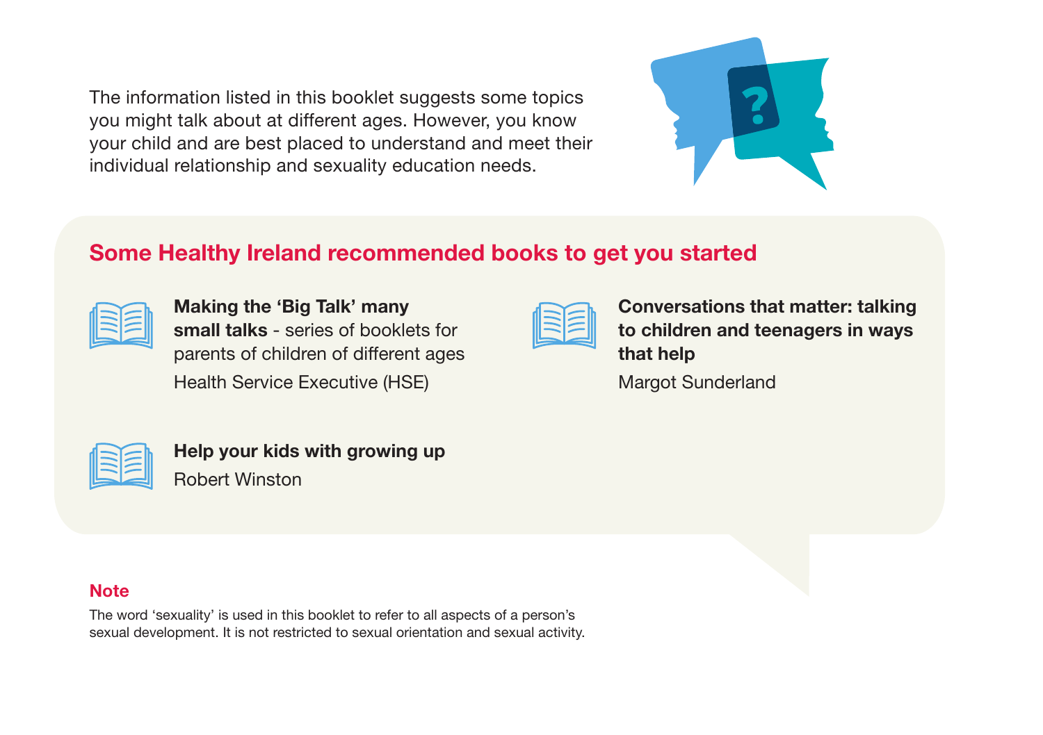The information listed in this booklet suggests some topics you might talk about at different ages. However, you know your child and are best placed to understand and meet their individual relationship and sexuality education needs.

## Some Healthy Ireland recommended books to get you started

**Making the 'Big Talk' many small talks** - series of booklets for parents of children of different ages
Health Service Executive (HSE)

**Conversations that matter: talking to children and teenagers in ways that help**
Margot Sunderland

**Help your kids with growing up**
Robert Winston

### Note

The word 'sexuality' is used in this booklet to refer to all aspects of a person's sexual development. It is not restricted to sexual orientation and sexual activity.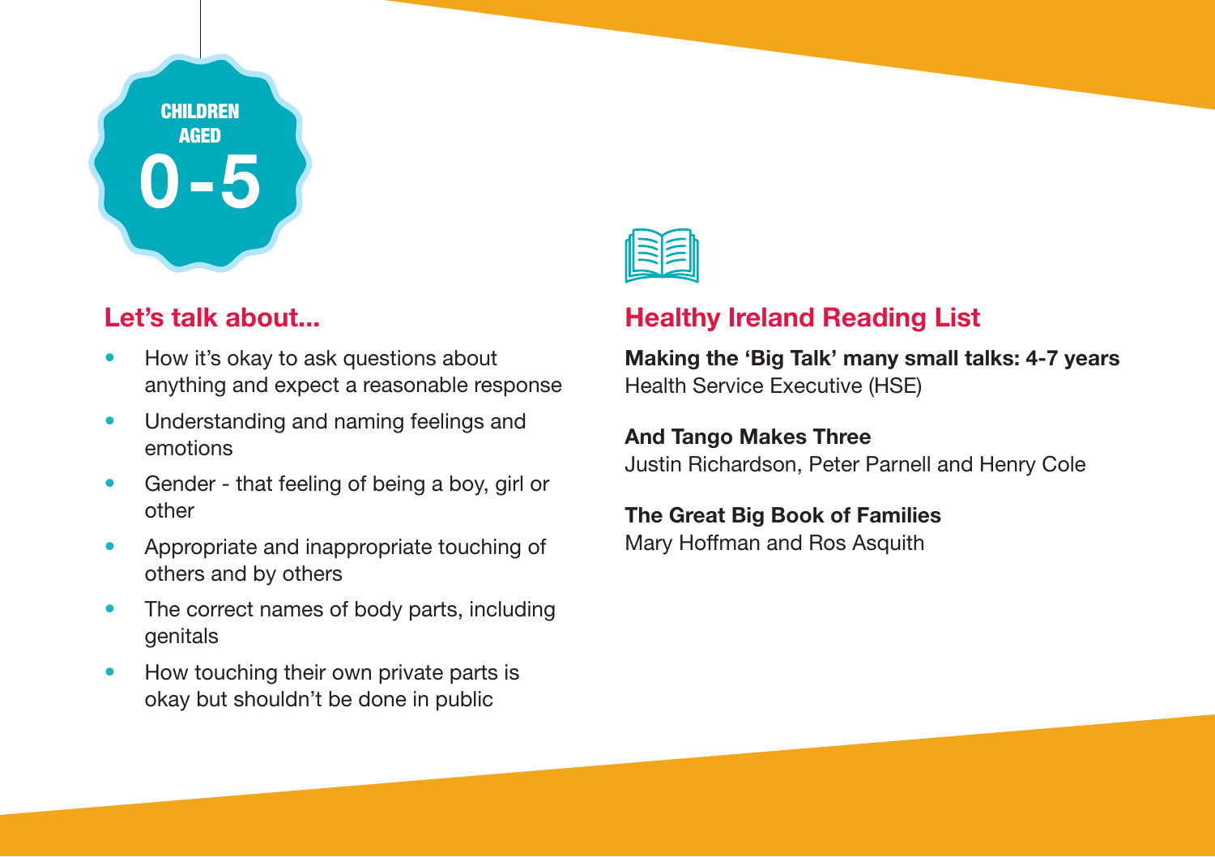**CHILDREN AGED 0-5**

## Let's talk about...

- How it's okay to ask questions about anything and expect a reasonable response
- Understanding and naming feelings and emotions
- Gender - that feeling of being a boy, girl or other
- Appropriate and inappropriate touching of others and by others
- The correct names of body parts, including genitals
- How touching their own private parts is okay but shouldn't be done in public

## Healthy Ireland Reading List

**Making the 'Big Talk' many small talks: 4-7 years**
Health Service Executive (HSE)

**And Tango Makes Three**
Justin Richardson, Peter Parnell and Henry Cole

**The Great Big Book of Families**
Mary Hoffman and Ros Asquith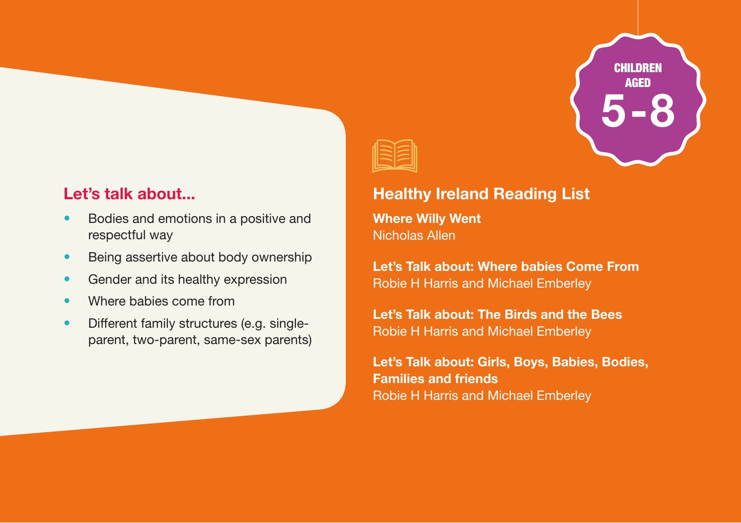**CHILDREN AGED 5-8**

## Let's talk about...

- Bodies and emotions in a positive and respectful way
- Being assertive about body ownership
- Gender and its healthy expression
- Where babies come from
- Different family structures (e.g. single-parent, two-parent, same-sex parents)

## Healthy Ireland Reading List

**Where Willy Went**
Nicholas Allen

**Let's Talk about: Where babies Come From**
Robie H Harris and Michael Emberley

**Let's Talk about: The Birds and the Bees**
Robie H Harris and Michael Emberley

**Let's Talk about: Girls, Boys, Babies, Bodies, Families and friends**
Robie H Harris and Michael Emberley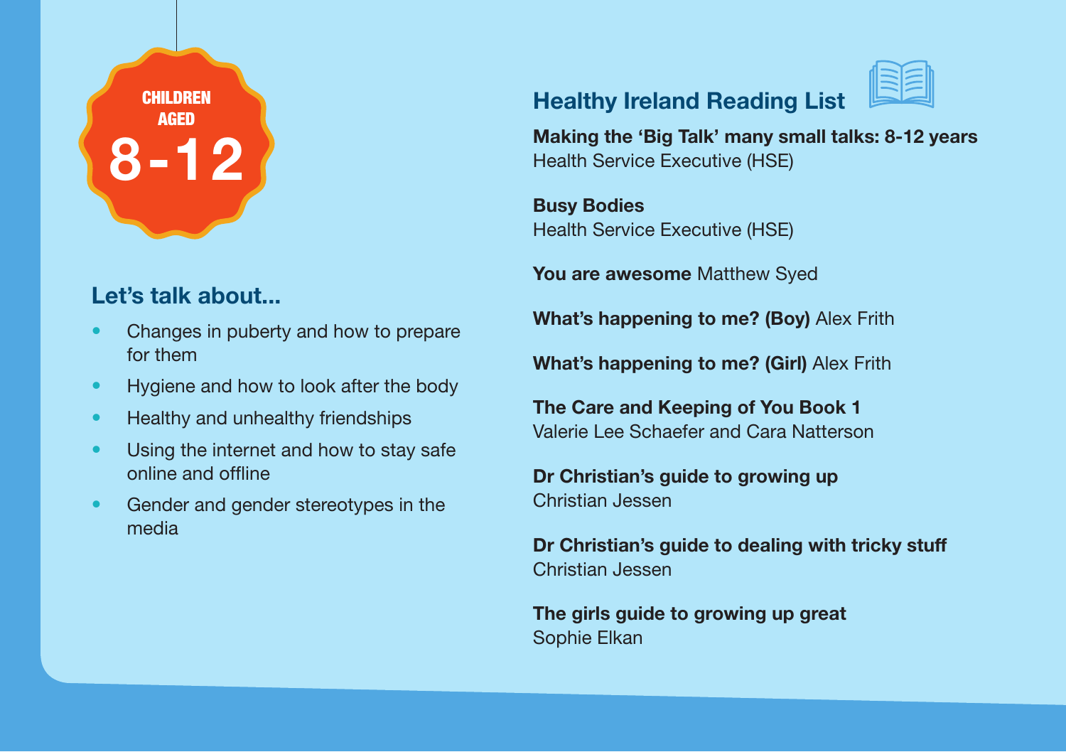**CHILDREN AGED 8-12**

## Let's talk about...

- Changes in puberty and how to prepare for them
- Hygiene and how to look after the body
- Healthy and unhealthy friendships
- Using the internet and how to stay safe online and offline
- Gender and gender stereotypes in the media

## Healthy Ireland Reading List

**Making the 'Big Talk' many small talks: 8-12 years**
Health Service Executive (HSE)

**Busy Bodies**
Health Service Executive (HSE)

**You are awesome** Matthew Syed

**What's happening to me? (Boy)** Alex Frith

**What's happening to me? (Girl)** Alex Frith

**The Care and Keeping of You Book 1**
Valerie Lee Schaefer and Cara Natterson

**Dr Christian's guide to growing up**
Christian Jessen

**Dr Christian's guide to dealing with tricky stuff**
Christian Jessen

**The girls guide to growing up great**
Sophie Elkan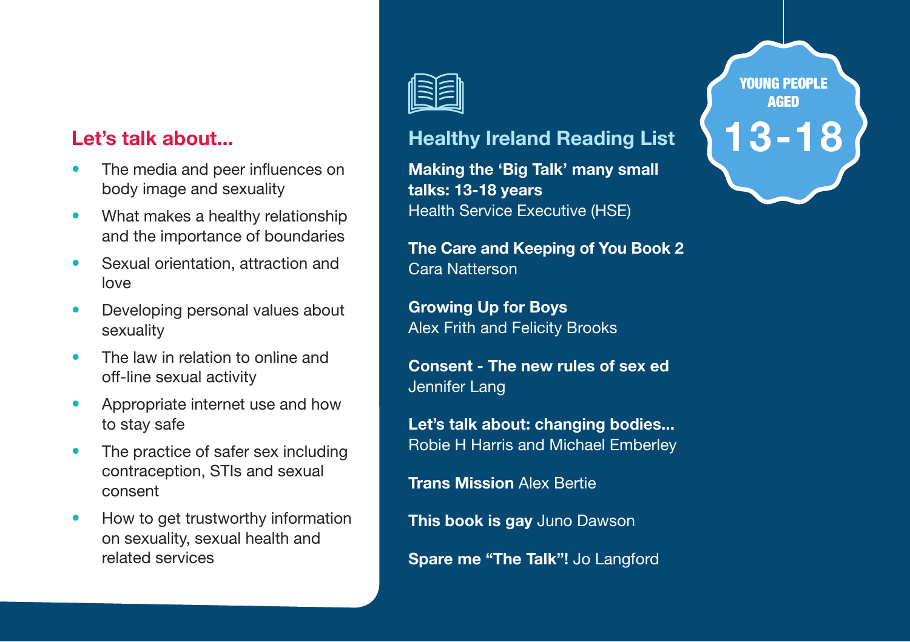YOUNG PEOPLE AGED

**13-18**

## Let's talk about...

- The media and peer influences on body image and sexuality
- What makes a healthy relationship and the importance of boundaries
- Sexual orientation, attraction and love
- Developing personal values about sexuality
- The law in relation to online and off-line sexual activity
- Appropriate internet use and how to stay safe
- The practice of safer sex including contraception, STIs and sexual consent
- How to get trustworthy information on sexuality, sexual health and related services

## Healthy Ireland Reading List

**Making the 'Big Talk' many small talks: 13-18 years**
Health Service Executive (HSE)

**The Care and Keeping of You Book 2**
Cara Natterson

**Growing Up for Boys**
Alex Frith and Felicity Brooks

**Consent - The new rules of sex ed**
Jennifer Lang

**Let's talk about: changing bodies...**
Robie H Harris and Michael Emberley

**Trans Mission** Alex Bertie

**This book is gay** Juno Dawson

**Spare me "The Talk"!** Jo Langford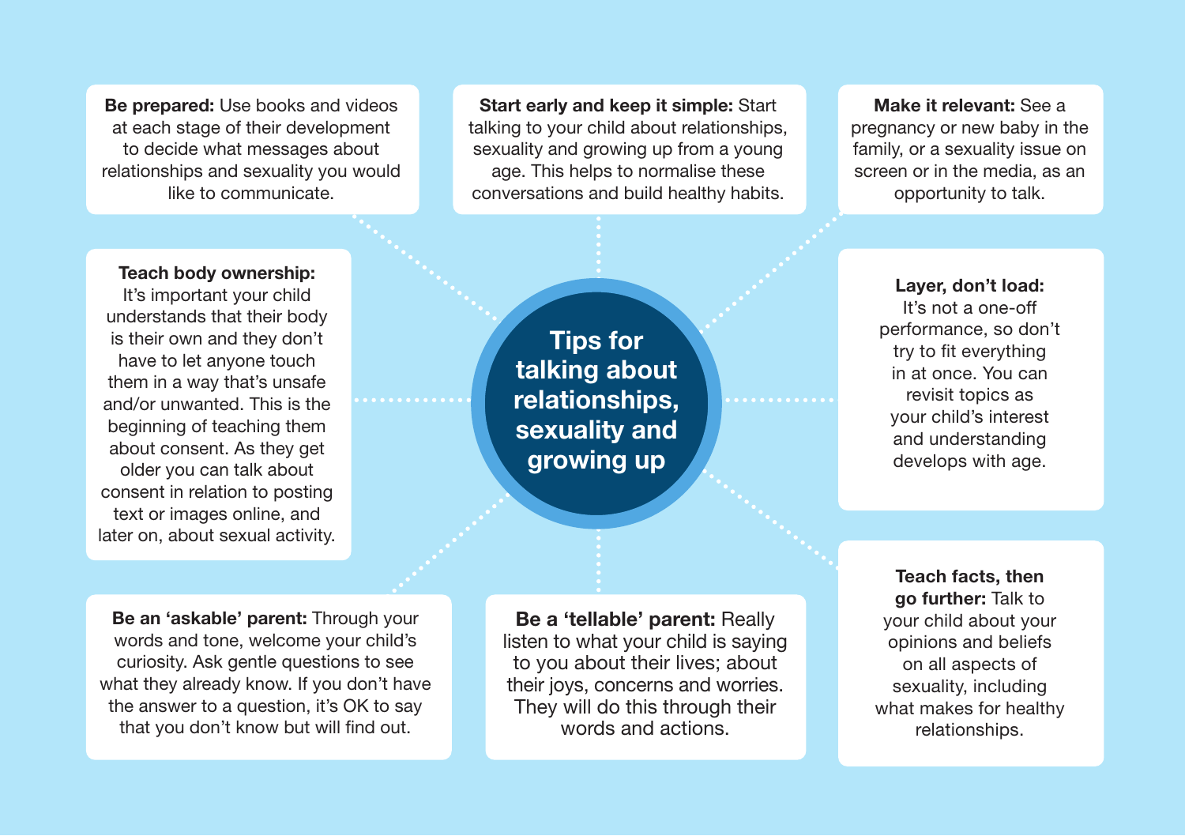# Tips for talking about relationships, sexuality and growing up

**Be prepared:** Use books and videos at each stage of their development to decide what messages about relationships and sexuality you would like to communicate.

**Start early and keep it simple:** Start talking to your child about relationships, sexuality and growing up from a young age. This helps to normalise these conversations and build healthy habits.

**Make it relevant:** See a pregnancy or new baby in the family, or a sexuality issue on screen or in the media, as an opportunity to talk.

**Teach body ownership:** It's important your child understands that their body is their own and they don't have to let anyone touch them in a way that's unsafe and/or unwanted. This is the beginning of teaching them about consent. As they get older you can talk about consent in relation to posting text or images online, and later on, about sexual activity.

**Layer, don't load:** It's not a one-off performance, so don't try to fit everything in at once. You can revisit topics as your child's interest and understanding develops with age.

**Be an 'askable' parent:** Through your words and tone, welcome your child's curiosity. Ask gentle questions to see what they already know. If you don't have the answer to a question, it's OK to say that you don't know but will find out.

**Be a 'tellable' parent:** Really listen to what your child is saying to you about their lives; about their joys, concerns and worries. They will do this through their words and actions.

**Teach facts, then go further:** Talk to your child about your opinions and beliefs on all aspects of sexuality, including what makes for healthy relationships.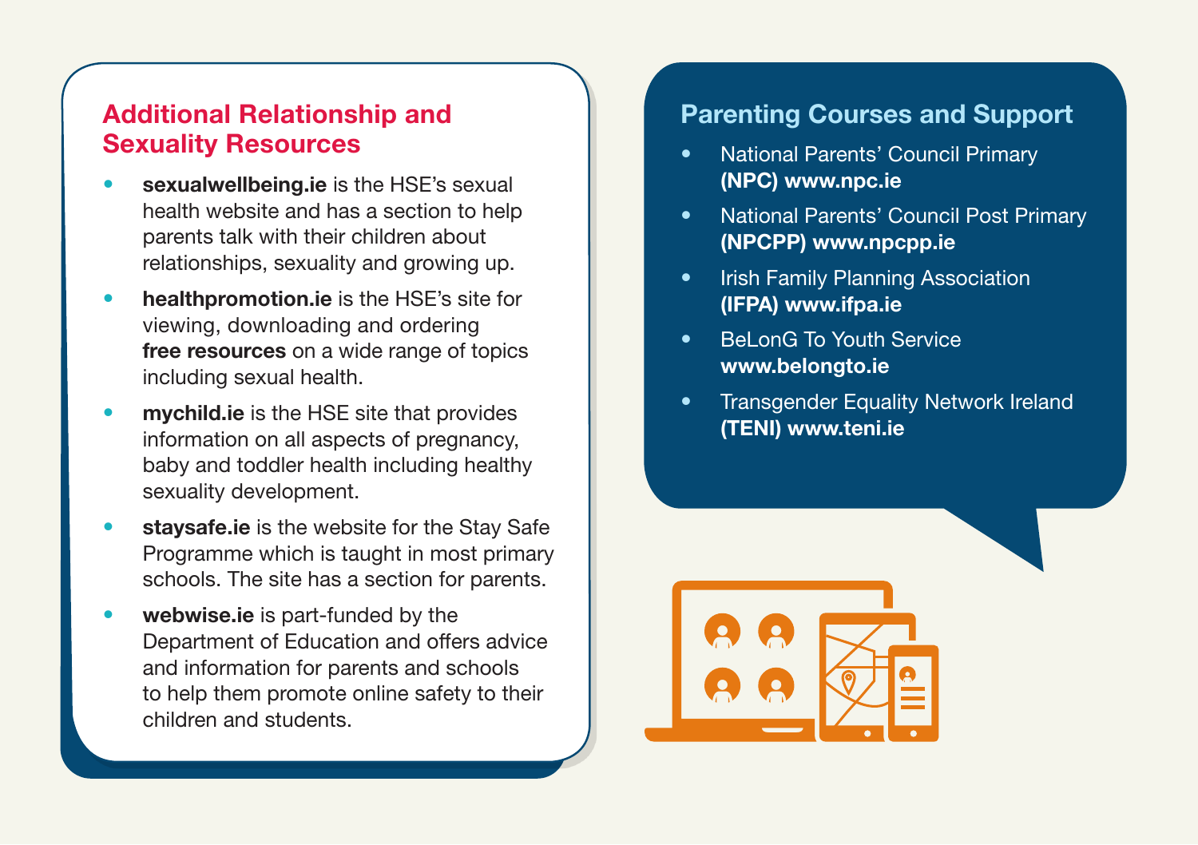## Additional Relationship and Sexuality Resources

- **sexualwellbeing.ie** is the HSE's sexual health website and has a section to help parents talk with their children about relationships, sexuality and growing up.
- **healthpromotion.ie** is the HSE's site for viewing, downloading and ordering **free resources** on a wide range of topics including sexual health.
- **mychild.ie** is the HSE site that provides information on all aspects of pregnancy, baby and toddler health including healthy sexuality development.
- **staysafe.ie** is the website for the Stay Safe Programme which is taught in most primary schools. The site has a section for parents.
- **webwise.ie** is part-funded by the Department of Education and offers advice and information for parents and schools to help them promote online safety to their children and students.

## Parenting Courses and Support

- National Parents' Council Primary **(NPC) www.npc.ie**
- National Parents' Council Post Primary **(NPCPP) www.npcpp.ie**
- Irish Family Planning Association **(IFPA) www.ifpa.ie**
- BeLonG To Youth Service **www.belongto.ie**
- Transgender Equality Network Ireland **(TENI) www.teni.ie**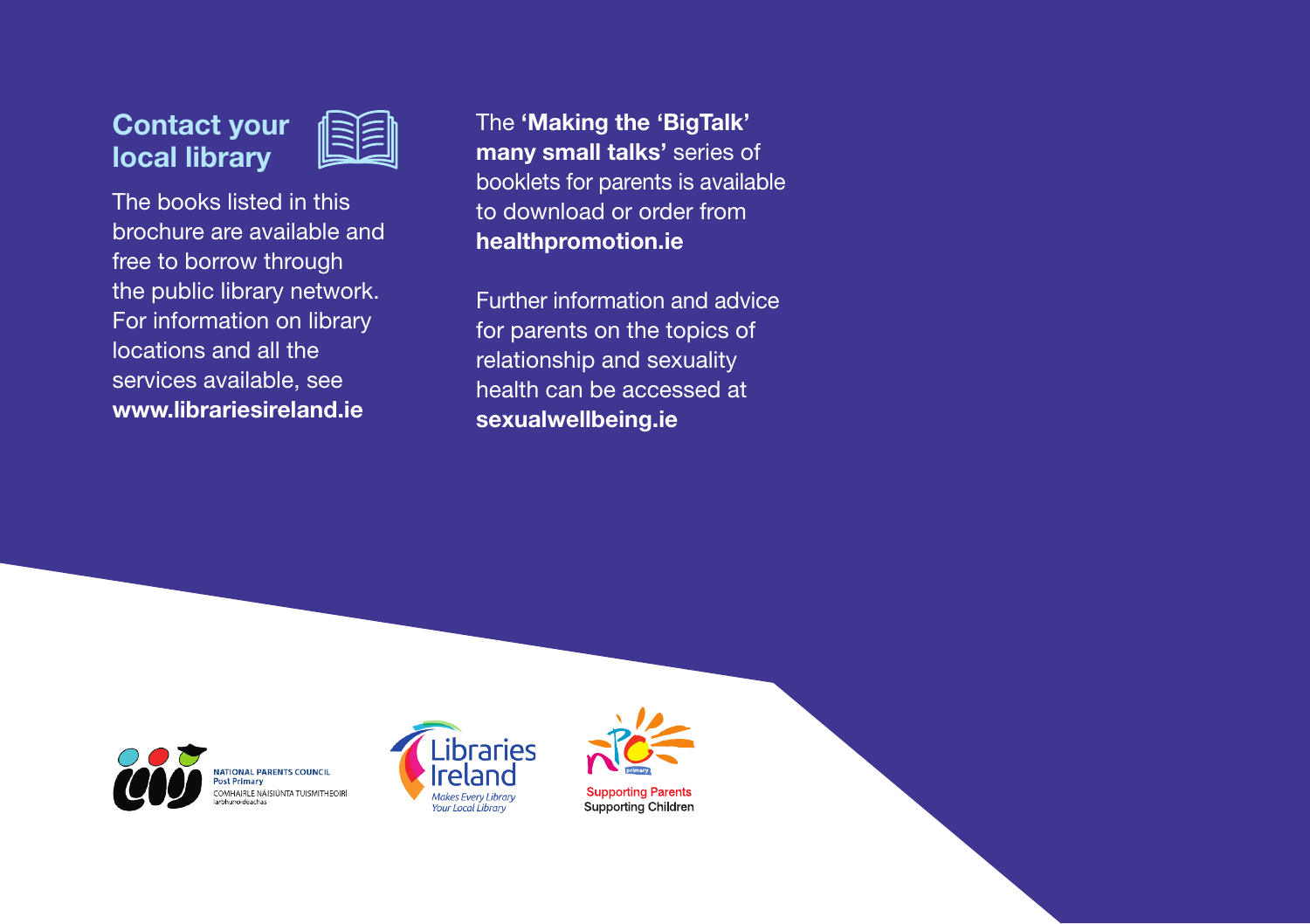## Contact your local library

The books listed in this brochure are available and free to borrow through the public library network. For information on library locations and all the services available, see **www.librariesireland.ie**

The **'Making the 'BigTalk' many small talks'** series of booklets for parents is available to download or order from **healthpromotion.ie**

Further information and advice for parents on the topics of relationship and sexuality health can be accessed at **sexualwellbeing.ie**

NATIONAL PARENTS COUNCIL
Post Primary
COMHAIRLE NÁISIÚNTA TUISMITHEOIRÍ
Iarbhunoideachas

Libraries Ireland
Makes Every Library
Your Local Library

primary
Supporting Parents
Supporting Children